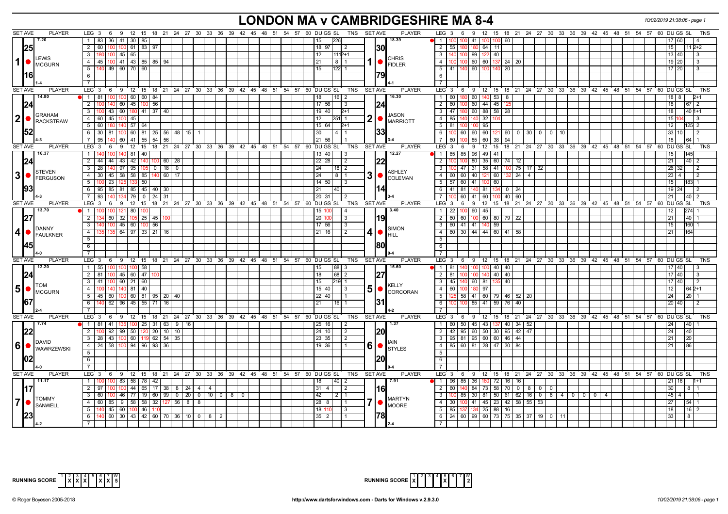# LONDON MA v CAMBRIDGESHIRE MA 8-4

10/02/2019 21:38:06 - page 1

| SET AVE | PLAYER | LEG | Scores | DU | GS | SL | TNS | SET AVE | PLAYER | LEG | Scores | DU | GS | SL | TNS |
|---|---|---|---|---|---|---|---|---|---|---|---|---|---|---|---|
| 7.20 / 25.16 | 1 LEWIS MCGURN (1-4) | 1 | 83 36 41 30 85 | 15 | | 226 | | 18.39 / 30.79 | 1 CHRIS FIDLER (4-1) | 1 | 100 100 41 100 100 60 | 17 | 60 | | 4 |
| | | 2 | 60 100 100 61 83 97 | 18 | 97 | | 2 | | | 2 | 55 180 180 64 11 | 15 | | 11 | 2+2 |
| | | 3 | 180 100 45 65 | 12 | | 111 | 2+1 | | | 3 | 140 100 99 122 40 | 13 | 40 | | 3 |
| | | 4 | 45 100 41 43 85 85 94 | 21 | | 8 | 1 | | | 4 | 100 100 60 60 137 24 20 | 19 | 20 | | 3 |
| | | 5 | 140 49 60 70 60 | 15 | | 122 | 1 | | | 5 | 41 140 60 100 140 20 | 17 | 20 | | 3 |
| 14.80 / 24.52 | 2 GRAHAM RACKSTRAW (4-3) | 1 | 81 100 100 60 60 84 | 18 | | 16 | 2 | 16.30 / 24.33 | 2 JASON MARRIOTT (3-4) | 1 | 60 180 60 140 53 8 | 18 | 8 | | 2+1 |
| | | 2 | 100 140 60 45 100 56 | 17 | 56 | | 3 | | | 2 | 60 100 60 44 45 125 | 18 | | 67 | 2 |
| | | 3 | 100 43 60 180 41 37 40 | 19 | 40 | | 2+1 | | | 3 | 47 180 60 88 58 28 | 18 | | 40 | 1+1 |
| | | 4 | 60 45 100 45 | 12 | | 251 | 1 | | | 4 | 85 140 140 32 104 | 15 | 104 | | 3 |
| | | 5 | 60 180 140 57 64 | 15 | 64 | | 2+1 | | | 5 | 81 100 100 95 | 12 | | 125 | 2 |
| | | 6 | 30 81 100 60 81 25 56 48 15 1 | 30 | | 4 | 1 | | | 6 | 100 60 60 60 121 60 0 30 0 0 10 | 33 | 10 | | 2 |
| | | 7 | 95 140 60 41 55 54 56 | 21 | 56 | | 1 | | | 7 | 60 100 85 60 38 94 | 18 | | 64 | 1 |
| 16.37 / 24.93 | 3 STEVEN FERGUSON (4-3) | 1 | 140 100 140 81 40 | 13 | 40 | | 3 | 12.27 / 22.14 | 3 ASHLEY COLEMAN (3-4) | 1 | 85 85 96 49 41 | 15 | | 145 | |
| | | 2 | 44 44 43 42 140 100 60 28 | 22 | 28 | | 2 | | | 2 | 100 100 80 35 60 74 12 | 21 | | 40 | 2 |
| | | 3 | 28 140 97 95 105 0 18 0 | 24 | | 18 | 2 | | | 3 | 100 47 31 58 41 100 75 17 32 | 26 | 32 | | 2 |
| | | 4 | 30 45 58 58 85 140 60 17 | 24 | | 8 | 1 | | | 4 | 60 60 40 121 60 132 24 4 | 23 | 4 | | 2 |
| | | 5 | 100 93 125 133 50 | 14 | 50 | | 3 | | | 5 | 57 60 41 100 60 | 15 | | 183 | 1 |
| | | 6 | 95 85 81 85 45 40 30 | 21 | | 40 | | | | 6 | 41 81 140 81 134 0 24 | 19 | 24 | | 2 |
| | | 7 | 93 140 134 79 0 24 31 | 20 | 31 | | 2 | | | 7 | 100 60 41 60 100 40 60 | 21 | | 40 | 2 |
| 13.70 / 27.45 | 4 DANNY FAULKNER (4-0) | 1 | 100 100 121 80 100 | 15 | 100 | | 4 | 3.40 / 19.80 | 4 SIMON HILL (0-4) | 1 | 22 100 60 45 | 12 | | 274 | 1 |
| | | 2 | 134 60 32 105 25 45 100 | 20 | 100 | | 3 | | | 2 | 60 60 100 60 80 79 22 | 21 | | 40 | 1 |
| | | 3 | 140 100 45 60 100 56 | 17 | 56 | | 3 | | | 3 | 60 41 41 140 59 | 15 | | 160 | 1 |
| | | 4 | 135 135 64 97 33 21 16 | 21 | 16 | | 2 | | | 4 | 60 30 44 44 60 41 58 | 21 | | 164 | |
| 12.20 / 24.67 | 5 TOM MCGURN (2-4) | 1 | 55 100 100 100 58 | 15 | | 88 | 3 | 15.60 / 27.31 | 5 KELLY CORCORAN (4-2) | 1 | 81 140 100 100 40 40 | 17 | 40 | | 3 |
| | | 2 | 81 100 45 60 47 100 | 18 | | 68 | 2 | | | 2 | 81 100 100 140 40 40 | 17 | 40 | | 3 |
| | | 3 | 41 100 60 21 60 | 15 | | 219 | 1 | | | 3 | 45 140 60 81 135 40 | 17 | 40 | | 2 |
| | | 4 | 100 140 140 81 40 | 15 | 40 | | 3 | | | 4 | 60 100 180 97 | 12 | | 64 | 2+1 |
| | | 5 | 45 60 100 60 81 95 20 40 | 22 | 40 | | 1 | | | 5 | 125 58 41 60 79 46 52 20 | 24 | | 20 | 1 |
| | | 6 | 140 62 96 45 55 71 16 | 21 | | 16 | 1 | | | 6 | 100 100 85 41 59 76 40 | 20 | 40 | | 2 |
| 7.74 / 22.02 | 6 DAVID WAWRZEWSKI (4-0) | 1 | 81 41 135 100 25 31 63 9 16 | 25 | 16 | | 2 | 1.37 / 20.20 | 6 IAIN STYLES (0-4) | 1 | 60 50 45 43 137 40 34 52 | 24 | | 40 | 1 |
| | | 2 | 100 92 99 50 120 20 10 10 | 24 | 10 | | 2 | | | 2 | 42 95 60 50 30 95 42 47 | 24 | | 40 | |
| | | 3 | 28 43 100 60 119 62 54 35 | 23 | 35 | | 2 | | | 3 | 95 81 95 60 60 46 44 | 21 | | 20 | |
| | | 4 | 24 58 100 94 96 93 36 | 19 | 36 | | 1 | | | 4 | 85 60 81 28 47 30 84 | 21 | | 86 | |
| 11.17 / 17.23 | 7 TOMMY SANWELL (4-2) | 1 | 100 100 83 58 78 42 | 18 | | 40 | 2 | 7.91 / 16.78 | 7 MARTYN MOORE (2-4) | 1 | 96 85 36 180 72 16 16 | 21 | 16 | | 1+1 |
| | | 2 | 97 100 100 44 65 17 38 8 24 4 4 | 31 | 4 | | 2 | | | 2 | 60 140 84 73 58 70 0 8 0 0 | 30 | | 8 | 1 |
| | | 3 | 60 100 46 77 19 60 99 0 20 0 10 0 8 0 | 42 | | 2 | 1 | | | 3 | 100 85 30 81 50 61 62 16 0 8 4 0 0 0 4 | 45 | 4 | | 1 |
| | | 4 | 60 85 9 58 58 32 127 56 8 8 | 28 | 8 | | 1 | | | 4 | 30 100 41 45 23 42 58 55 53 | 27 | | 54 | 1 |
| | | 5 | 140 45 60 100 46 110 | 18 | 110 | | 3 | | | 5 | 85 137 134 25 88 16 | 18 | | 16 | 2 |
| | | 6 | 140 60 30 43 42 60 70 36 10 0 8 2 | 35 | 2 | | 1 | | | 6 | 24 60 99 60 73 75 35 37 19 0 11 | 33 | | 8 | |

RUNNING SCORE (London MA): 1 X, 2 X, 3 X, 4 X, 5 –, 6 X, 7 X — W: 5

RUNNING SCORE (Cambridgeshire MA): 1 X, 2 –, 3 –, 4 –, 5 X, 6 –, 7 – — W: 2

© Roger Boyesen 2005-2018 · http://www.dartsforwindows.com - Darts for Windows v.2.9.3.0 · 10/02/2019 21:38:06 - page 1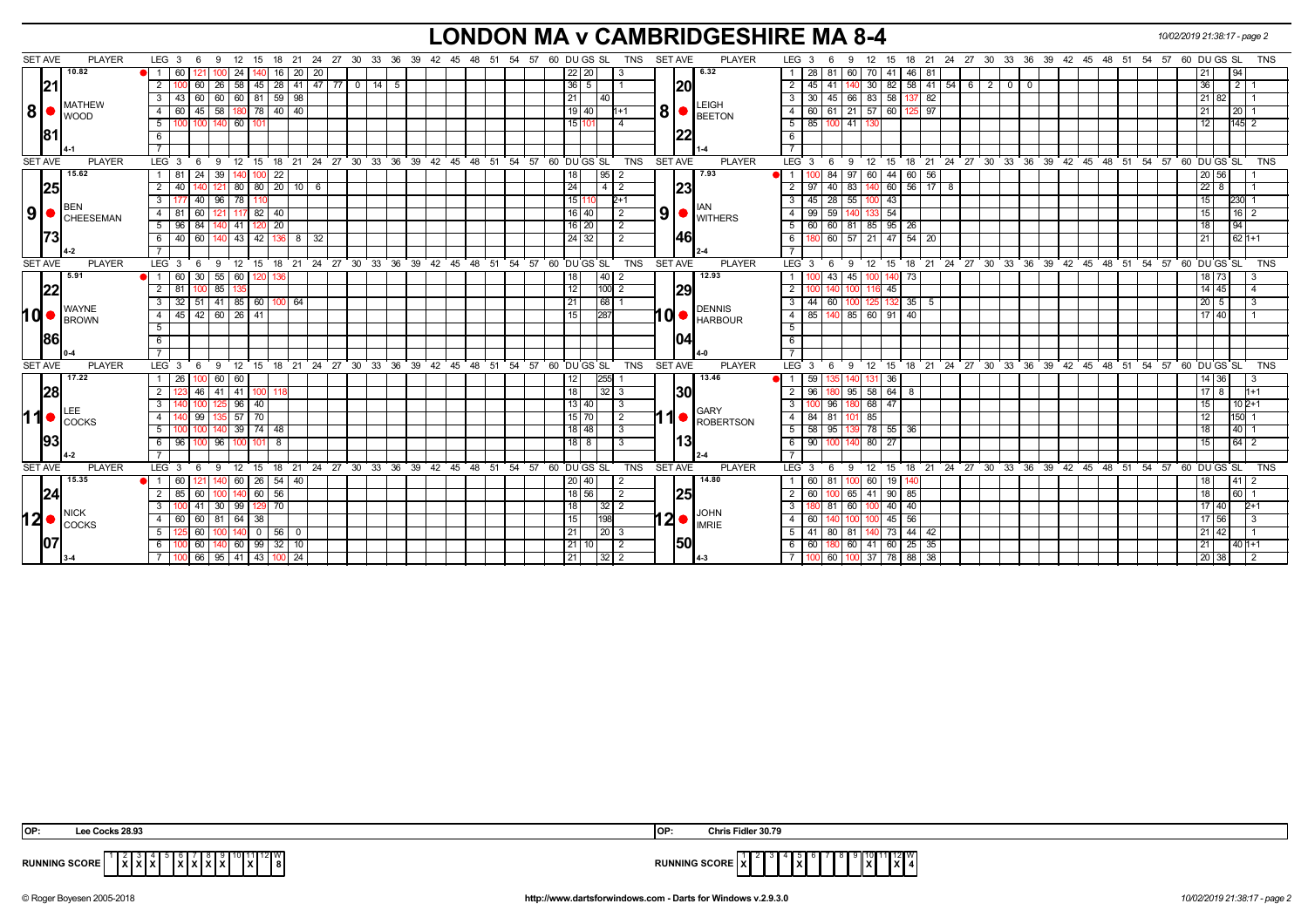# LONDON MA v CAMBRIDGESHIRE MA 8-4

## Set 8

| SET AVE | PLAYER | LEG | 3 | 6 | 9 | 12 | 15 | 18 | 21 | 24 | 27 | 30 | 33 | 36 | DU | GS | SL | TNS |
|---|---|---|---|---|---|---|---|---|---|---|---|---|---|---|---|---|---|---|
| 10.82 | MATHEW WOOD | 1 | 60 | 121 | 100 | 24 | 140 | 16 | 20 | 20 | | | | | 22 | 20 | | 3 |
| 21.81 | | 2 | 100 | 60 | 26 | 58 | 45 | 28 | 41 | 47 | 77 | 0 | 14 | 5 | 36 | 5 | | 1 |
| 4-1 | | 3 | 43 | 60 | 60 | 60 | 81 | 59 | 98 | | | | | | 21 | | 40 | |
| | | 4 | 60 | 45 | 58 | 180 | 78 | 40 | 40 | | | | | | 19 | 40 | | 1+1 |
| | | 5 | 100 | 100 | 140 | 60 | 101 | | | | | | | | 15 | 101 | | 4 |

| SET AVE | PLAYER | LEG | 3 | 6 | 9 | 12 | 15 | 18 | 21 | 24 | 27 | 30 | DU | GS | SL | TNS |
|---|---|---|---|---|---|---|---|---|---|---|---|---|---|---|---|---|
| 6.32 | LEIGH BEETON | 1 | 28 | 81 | 60 | 70 | 41 | 46 | 81 | | | | 21 | | 94 | |
| 20.22 | | 2 | 45 | 41 | 140 | 30 | 82 | 58 | 41 | 54 | 6 | 2 | 0 | 0 | 36 | | 2 | 1 |
| 1-4 | | 3 | 30 | 45 | 66 | 83 | 58 | 137 | 82 | | | | 21 | 82 | | 1 |
| | | 4 | 60 | 61 | 21 | 57 | 60 | 125 | 97 | | | | 21 | | 20 | 1 |
| | | 5 | 85 | 100 | 41 | 130 | | | | | | | 12 | | 145 | 2 |

## Set 9

| SET AVE | PLAYER | LEG | 3 | 6 | 9 | 12 | 15 | 18 | 21 | 24 | 27 | DU | GS | SL | TNS |
|---|---|---|---|---|---|---|---|---|---|---|---|---|---|---|---|
| 15.62 | BEN CHEESEMAN | 1 | 81 | 24 | 39 | 140 | 100 | 22 | | | | 18 | | 95 | 2 |
| 25.73 | | 2 | 40 | 140 | 121 | 80 | 80 | 20 | 10 | 6 | | 24 | | 4 | 2 |
| 4-2 | | 3 | 177 | 40 | 96 | 78 | 110 | | | | | 15 | 110 | | 2+1 |
| | | 4 | 81 | 60 | 121 | 117 | 82 | 40 | | | | 16 | 40 | | 2 |
| | | 5 | 96 | 84 | 140 | 41 | 120 | 20 | | | | 16 | 20 | | 2 |
| | | 6 | 40 | 60 | 140 | 43 | 42 | 136 | 8 | 32 | | 24 | 32 | | 2 |

| SET AVE | PLAYER | LEG | 3 | 6 | 9 | 12 | 15 | 18 | 21 | 24 | DU | GS | SL | TNS |
|---|---|---|---|---|---|---|---|---|---|---|---|---|---|---|
| 7.93 | IAN WITHERS | 1 | 100 | 84 | 97 | 60 | 44 | 60 | 56 | | 20 | 56 | | 1 |
| 23.46 | | 2 | 97 | 40 | 83 | 140 | 60 | 56 | 17 | 8 | 22 | 8 | | 1 |
| 2-4 | | 3 | 45 | 28 | 55 | 100 | 43 | | | | 15 | | 230 | 1 |
| | | 4 | 99 | 59 | 140 | 133 | 54 | | | | 15 | | 16 | 2 |
| | | 5 | 60 | 60 | 81 | 85 | 95 | 26 | | | 18 | | 94 | |
| | | 6 | 180 | 60 | 57 | 21 | 47 | 54 | 20 | | 21 | | 62 | 1+1 |

## Set 10

| SET AVE | PLAYER | LEG | 3 | 6 | 9 | 12 | 15 | 18 | 21 | DU | GS | SL | TNS |
|---|---|---|---|---|---|---|---|---|---|---|---|---|---|
| 5.91 | WAYNE BROWN | 1 | 60 | 30 | 55 | 60 | 120 | 136 | | 18 | | 40 | 2 |
| 22.86 | | 2 | 81 | 100 | 85 | 135 | | | | 12 | | 100 | 2 |
| 0-4 | | 3 | 32 | 51 | 41 | 85 | 60 | 100 | 64 | 21 | | 68 | 1 |
| | | 4 | 45 | 42 | 60 | 26 | 41 | | | 15 | | 287 | |

| SET AVE | PLAYER | LEG | 3 | 6 | 9 | 12 | 15 | 18 | DU | GS | SL | TNS |
|---|---|---|---|---|---|---|---|---|---|---|---|---|
| 12.93 | DENNIS HARBOUR | 1 | 100 | 43 | 45 | 100 | 140 | 73 | 18 | 73 | | 3 |
| 29.04 | | 2 | 100 | 140 | 100 | 116 | 45 | | 14 | 45 | | 4 |
| 4-0 | | 3 | 44 | 60 | 100 | 125 | 132 | 35 | 5 | 20 | 5 | | 3 |
| | | 4 | 85 | 140 | 85 | 60 | 91 | 40 | 17 | 40 | | 1 |

## Set 11

| SET AVE | PLAYER | LEG | 3 | 6 | 9 | 12 | 15 | 18 | DU | GS | SL | TNS |
|---|---|---|---|---|---|---|---|---|---|---|---|---|
| 17.22 | LEE COCKS | 1 | 26 | 100 | 60 | 60 | | | 12 | | 255 | 1 |
| 28.93 | | 2 | 123 | 46 | 41 | 41 | 100 | 118 | 18 | | 32 | 3 |
| 4-2 | | 3 | 140 | 100 | 125 | 96 | 40 | | 13 | 40 | | 3 |
| | | 4 | 140 | 99 | 135 | 57 | 70 | | 15 | 70 | | 2 |
| | | 5 | 100 | 100 | 140 | 39 | 74 | 48 | 18 | 48 | | 3 |
| | | 6 | 96 | 100 | 96 | 100 | 101 | 8 | 18 | 8 | | 3 |

| SET AVE | PLAYER | LEG | 3 | 6 | 9 | 12 | 15 | 18 | DU | GS | SL | TNS |
|---|---|---|---|---|---|---|---|---|---|---|---|---|
| 13.46 | GARY ROBERTSON | 1 | 59 | 135 | 140 | 131 | 36 | | 14 | 36 | | 3 |
| 30.13 | | 2 | 96 | 180 | 95 | 58 | 64 | 8 | 17 | 8 | | 1+1 |
| 2-4 | | 3 | 100 | 96 | 180 | 68 | 47 | | 15 | | 10 | 2+1 |
| | | 4 | 84 | 81 | 101 | 85 | | | 12 | | 150 | 1 |
| | | 5 | 58 | 95 | 139 | 78 | 55 | 36 | 18 | | 40 | 1 |
| | | 6 | 90 | 100 | 140 | 80 | 27 | | 15 | | 64 | 2 |

## Set 12

| SET AVE | PLAYER | LEG | 3 | 6 | 9 | 12 | 15 | 18 | 21 | DU | GS | SL | TNS |
|---|---|---|---|---|---|---|---|---|---|---|---|---|---|
| 15.35 | NICK COCKS | 1 | 60 | 121 | 140 | 60 | 26 | 54 | 40 | 20 | 40 | | 2 |
| 24.07 | | 2 | 85 | 60 | 100 | 140 | 60 | 56 | | 18 | 56 | | 2 |
| 3-4 | | 3 | 100 | 41 | 30 | 99 | 129 | 70 | | 18 | | 32 | 2 |
| | | 4 | 60 | 60 | 81 | 64 | 38 | | | 15 | | 198 | |
| | | 5 | 125 | 60 | 100 | 140 | 0 | 56 | 0 | 21 | | 20 | 3 |
| | | 6 | 100 | 60 | 140 | 60 | 99 | 32 | 10 | 21 | 10 | | 2 |
| | | 7 | 100 | 66 | 95 | 41 | 43 | 100 | 24 | 21 | | 32 | 2 |

| SET AVE | PLAYER | LEG | 3 | 6 | 9 | 12 | 15 | 18 | 21 | DU | GS | SL | TNS |
|---|---|---|---|---|---|---|---|---|---|---|---|---|---|
| 14.80 | JOHN IMRIE | 1 | 60 | 81 | 100 | 60 | 19 | 140 | | 18 | | 41 | 2 |
| 25.50 | | 2 | 60 | 100 | 65 | 41 | 90 | 85 | | 18 | | 60 | 1 |
| 4-3 | | 3 | 180 | 81 | 60 | 100 | 40 | 40 | | 17 | 40 | | 2+1 |
| | | 4 | 60 | 140 | 100 | 100 | 45 | 56 | | 17 | 56 | | 3 |
| | | 5 | 41 | 80 | 81 | 140 | 73 | 44 | 42 | 21 | 42 | | 1 |
| | | 6 | 60 | 180 | 60 | 41 | 60 | 25 | 35 | 21 | | 40 | 1+1 |
| | | 7 | 100 | 60 | 100 | 37 | 78 | 88 | 38 | 20 | 38 | | 2 |

OP: Lee Cocks 28.93

OP: Chris Fidler 30.79

**RUNNING SCORE (London MA)**

| 1 | 2 | 3 | 4 | 5 | 6 | 7 | 8 | 9 | 10 | 11 | 12 | W |
|---|---|---|---|---|---|---|---|---|---|---|---|---|
| | X | X | X | | X | X | X | X | | X | | 8 |

**RUNNING SCORE (Cambridgeshire MA)**

| 1 | 2 | 3 | 4 | 5 | 6 | 7 | 8 | 9 | 10 | 11 | 12 | W |
|---|---|---|---|---|---|---|---|---|---|---|---|---|
| X | | | | X | | | | | X | | X | 4 |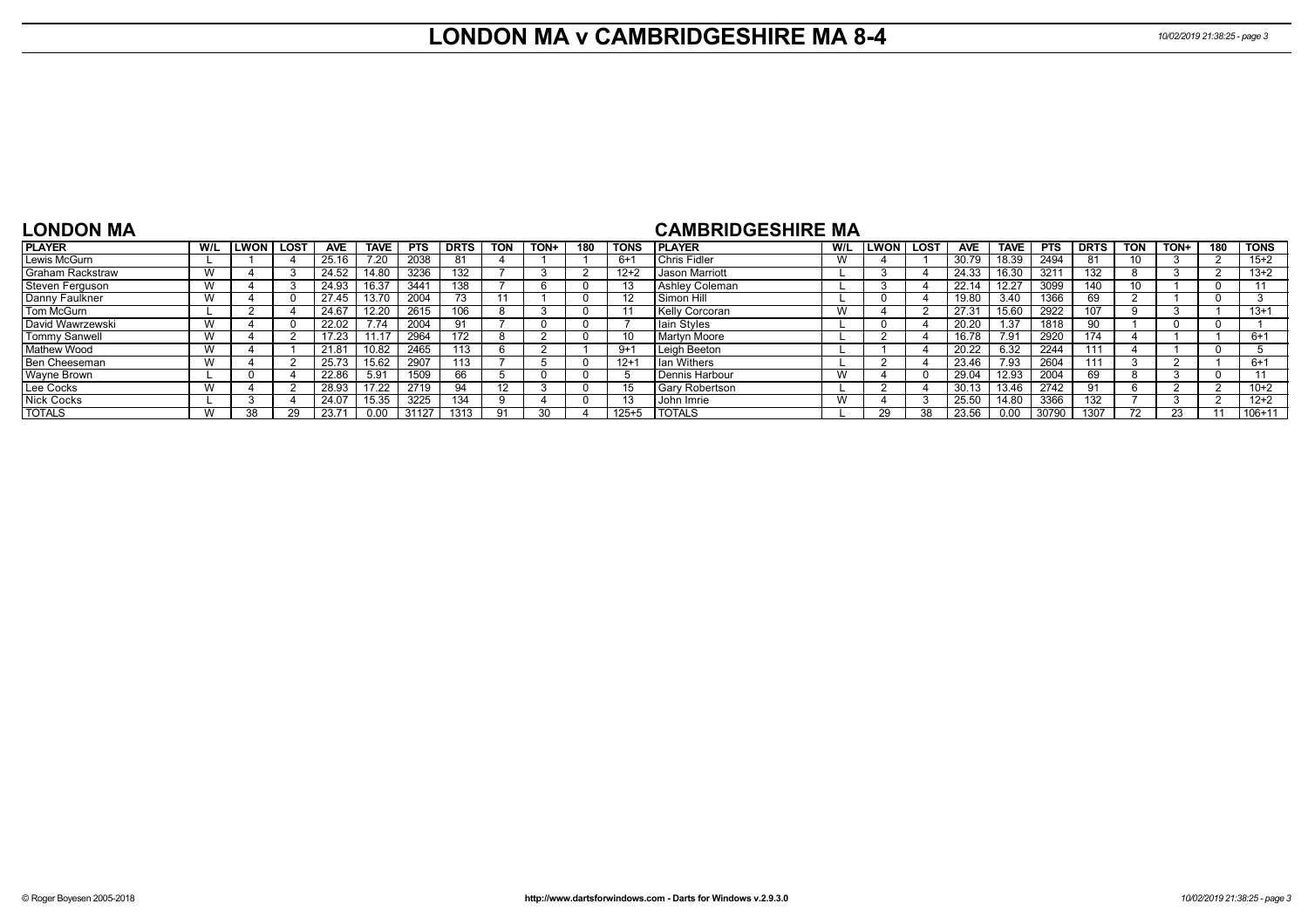# LONDON MA v CAMBRIDGESHIRE MA 8-4

## LONDON MA

| PLAYER | W/L | LWON | LOST | AVE | TAVE | PTS | DRTS | TON | TON+ | 180 | TONS |
|---|---|---|---|---|---|---|---|---|---|---|---|
| Lewis McGurn | L | 1 | 4 | 25.16 | 7.20 | 2038 | 81 | 4 | 1 | 1 | 6+1 |
| Graham Rackstraw | W | 4 | 3 | 24.52 | 14.80 | 3236 | 132 | 7 | 3 | 2 | 12+2 |
| Steven Ferguson | W | 4 | 3 | 24.93 | 16.37 | 3441 | 138 | 7 | 6 | 0 | 13 |
| Danny Faulkner | W | 4 | 0 | 27.45 | 13.70 | 2004 | 73 | 11 | 1 | 0 | 12 |
| Tom McGurn | L | 2 | 4 | 24.67 | 12.20 | 2615 | 106 | 8 | 3 | 0 | 11 |
| David Wawrzewski | W | 4 | 0 | 22.02 | 7.74 | 2004 | 91 | 7 | 0 | 0 | 7 |
| Tommy Sanwell | W | 4 | 2 | 17.23 | 11.17 | 2964 | 172 | 8 | 2 | 0 | 10 |
| Mathew Wood | W | 4 | 1 | 21.81 | 10.82 | 2465 | 113 | 6 | 2 | 1 | 9+1 |
| Ben Cheeseman | W | 4 | 2 | 25.73 | 15.62 | 2907 | 113 | 7 | 5 | 0 | 12+1 |
| Wayne Brown | L | 0 | 4 | 22.86 | 5.91 | 1509 | 66 | 5 | 0 | 0 | 5 |
| Lee Cocks | W | 4 | 2 | 28.93 | 17.22 | 2719 | 94 | 12 | 3 | 0 | 15 |
| Nick Cocks | L | 3 | 4 | 24.07 | 15.35 | 3225 | 134 | 9 | 4 | 0 | 13 |
| TOTALS | W | 38 | 29 | 23.71 | 0.00 | 31127 | 1313 | 91 | 30 | 4 | 125+5 |

## CAMBRIDGESHIRE MA

| PLAYER | W/L | LWON | LOST | AVE | TAVE | PTS | DRTS | TON | TON+ | 180 | TONS |
|---|---|---|---|---|---|---|---|---|---|---|---|
| Chris Fidler | W | 4 | 1 | 30.79 | 18.39 | 2494 | 81 | 10 | 3 | 2 | 15+2 |
| Jason Marriott | L | 3 | 4 | 24.33 | 16.30 | 3211 | 132 | 8 | 3 | 2 | 13+2 |
| Ashley Coleman | L | 3 | 4 | 22.14 | 12.27 | 3099 | 140 | 10 | 1 | 0 | 11 |
| Simon Hill | L | 0 | 4 | 19.80 | 3.40 | 1366 | 69 | 2 | 1 | 0 | 3 |
| Kelly Corcoran | W | 4 | 2 | 27.31 | 15.60 | 2922 | 107 | 9 | 3 | 1 | 13+1 |
| Iain Styles | L | 0 | 4 | 20.20 | 1.37 | 1818 | 90 | 1 | 0 | 0 | 1 |
| Martyn Moore | L | 2 | 4 | 16.78 | 7.91 | 2920 | 174 | 4 | 1 | 1 | 6+1 |
| Leigh Beeton | L | 1 | 4 | 20.22 | 6.32 | 2244 | 111 | 4 | 1 | 0 | 5 |
| Ian Withers | L | 2 | 4 | 23.46 | 7.93 | 2604 | 111 | 3 | 2 | 1 | 6+1 |
| Dennis Harbour | W | 4 | 0 | 29.04 | 12.93 | 2004 | 69 | 8 | 3 | 0 | 11 |
| Gary Robertson | L | 2 | 4 | 30.13 | 13.46 | 2742 | 91 | 6 | 2 | 2 | 10+2 |
| John Imrie | W | 4 | 3 | 25.50 | 14.80 | 3366 | 132 | 7 | 3 | 2 | 12+2 |
| TOTALS | L | 29 | 38 | 23.56 | 0.00 | 30790 | 1307 | 72 | 23 | 11 | 106+11 |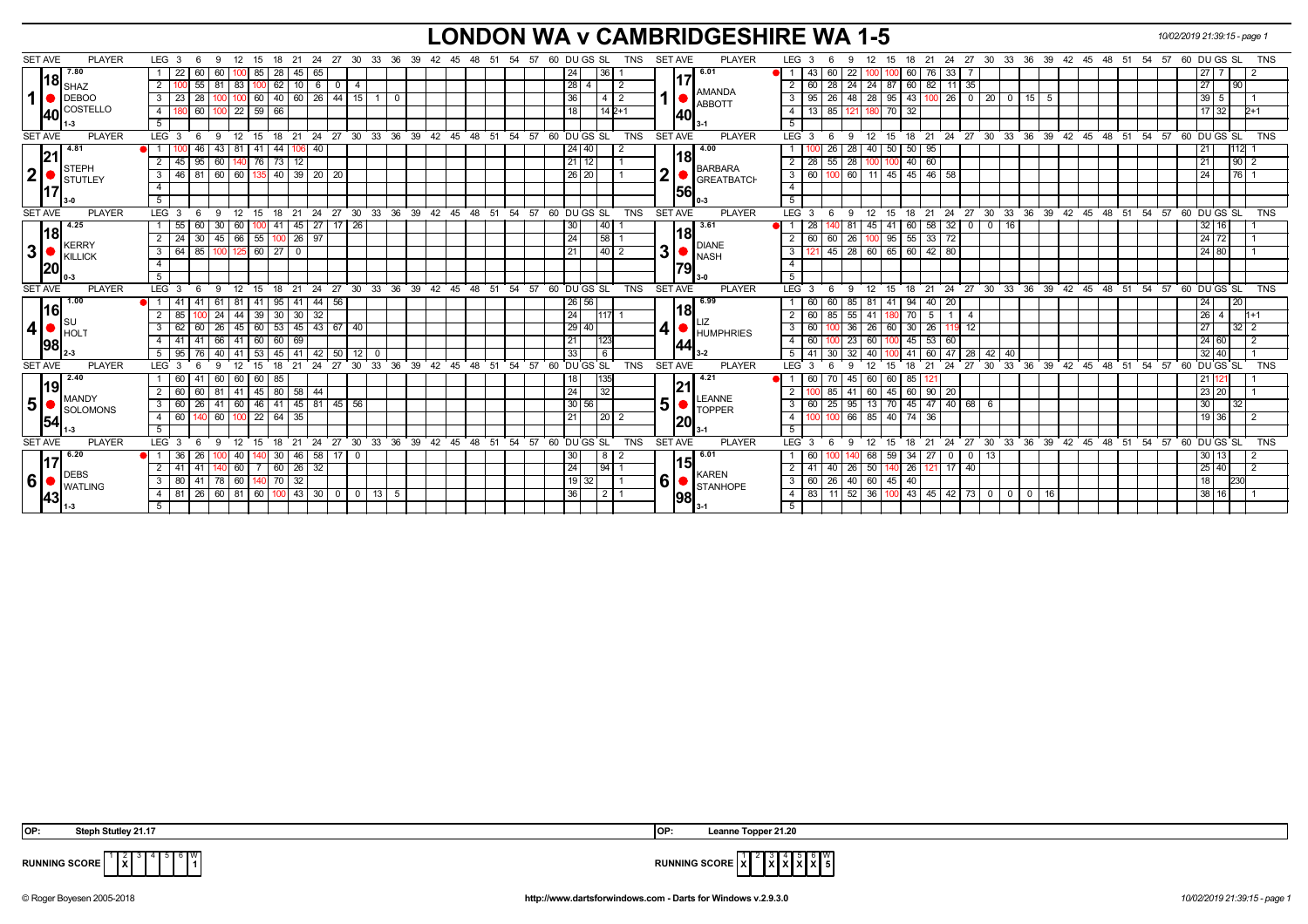# LONDON WA v CAMBRIDGESHIRE WA 1-5

10/02/2019 21:39:15 - page 1

| SET AVE | PLAYER | LEG | 3 | 6 | 9 | 12 | 15 | 18 | 21 | 24 | 27 | 30 | 33 | 36 | DU | GS | SL | TNS | SET AVE | PLAYER | LEG | 3 | 6 | 9 | 12 | 15 | 18 | 21 | 24 | 27 | 30 | 33 | 36 | 39 | 42 | DU | GS | SL | TNS |
|---|---|---|---|---|---|---|---|---|---|---|---|---|---|---|---|---|---|---|---|---|---|---|---|---|---|---|---|---|---|---|---|---|---|---|---|---|---|---|---|
| 7.80 / 18 | 1 SHAZ DEBOO COSTELLO | 1 | 22 | 60 | 60 | 100 | 85 | 28 | 45 | 65 | | | | | 24 | | 36 | 1 | 6.01 / 17 | 1 AMANDA ABBOTT | 1 | 43 | 60 | 22 | 100 | 100 | 60 | 76 | 33 | 7 | | | | | | 27 | 7 | | 2 |
| | | 2 | 100 | 55 | 81 | 83 | 100 | 62 | 10 | 6 | 0 | 4 | | | 28 | 4 | | 2 | | | 2 | 60 | 28 | 24 | 24 | 87 | 60 | 82 | 11 | 35 | | | | | | 27 | | 90 | |
| | | 3 | 23 | 28 | 100 | 100 | 60 | 40 | 60 | 26 | 44 | 15 | 1 | 0 | 36 | | 4 | 2 | | | 3 | 95 | 26 | 48 | 28 | 95 | 43 | 100 | 26 | 0 | 20 | 0 | 15 | 5 | | 39 | 5 | | 1 |
| 40 | 1-3 | 4 | 180 | 60 | 100 | 22 | 59 | 66 | | | | | | | 18 | | 14 | 2+1 | 40 | 3-1 | 4 | 13 | 85 | 121 | 180 | 70 | 32 | | | | | | | | | 17 | 32 | | 2+1 |
| 4.81 / 21 | 2 STEPH STUTLEY | 1 | 100 | 46 | 43 | 81 | 41 | 44 | 106 | 40 | | | | | 24 | 40 | | 2 | 4.00 / 18 | 2 BARBARA GREATBATCH | 1 | 100 | 26 | 28 | 40 | 50 | 50 | 95 | | | | | | | | 21 | | 112 | 1 |
| | | 2 | 45 | 95 | 60 | 140 | 76 | 73 | 12 | | | | | | 21 | 12 | | 1 | | | 2 | 28 | 55 | 28 | 100 | 100 | 40 | 60 | | | | | | | | 21 | | 90 | 2 |
| 17 | 3-0 | 3 | 46 | 81 | 60 | 60 | 135 | 40 | 39 | 20 | 20 | | | | 26 | 20 | | 1 | 56 | 0-3 | 3 | 60 | 100 | 60 | 11 | 45 | 45 | 46 | 58 | | | | | | | 24 | | 76 | 1 |
| 4.25 / 18 | 3 KERRY KILLICK | 1 | 55 | 60 | 30 | 60 | 100 | 41 | 45 | 27 | 17 | 26 | | | 30 | | 40 | 1 | 3.61 / 18 | 3 DIANE NASH | 1 | 28 | 140 | 81 | 45 | 41 | 60 | 58 | 32 | 0 | 0 | 16 | | | | 32 | 16 | | 1 |
| | | 2 | 24 | 30 | 45 | 66 | 55 | 100 | 26 | 97 | | | | | 24 | | 58 | 1 | | | 2 | 60 | 60 | 26 | 100 | 95 | 55 | 33 | 72 | | | | | | | 24 | 72 | | 1 |
| 20 | 0-3 | 3 | 64 | 85 | 100 | 125 | 60 | 27 | 0 | | | | | | 21 | | 40 | 2 | 79 | 3-0 | 3 | 121 | 45 | 28 | 60 | 65 | 60 | 42 | 80 | | | | | | | 24 | 80 | | 1 |
| 1.00 / 16 | 4 SU HOLT | 1 | 41 | 41 | 61 | 81 | 41 | 95 | 41 | 44 | 56 | | | | 26 | 56 | | | 6.99 / 18 | 4 LIZ HUMPHRIES | 1 | 60 | 60 | 85 | 81 | 41 | 94 | 40 | 20 | | | | | | | 24 | | 20 | |
| | | 2 | 85 | 100 | 24 | 44 | 39 | 30 | 30 | 32 | | | | | 24 | | 117 | 1 | | | 2 | 60 | 85 | 55 | 41 | 180 | 70 | 5 | 1 | 4 | | | | | | 26 | 4 | | 1+1 |
| | | 3 | 62 | 60 | 26 | 45 | 60 | 53 | 45 | 43 | 67 | 40 | | | 29 | 40 | | | | | 3 | 60 | 100 | 36 | 26 | 60 | 30 | 26 | 119 | 12 | | | | | | 27 | | 32 | 2 |
| | | 4 | 41 | 41 | 66 | 41 | 60 | 60 | 69 | | | | | | 21 | | 123 | | | | 4 | 60 | 100 | 23 | 60 | 100 | 45 | 53 | 60 | | | | | | | 24 | 60 | | 2 |
| 98 | 2-3 | 5 | 95 | 76 | 40 | 41 | 53 | 45 | 41 | 42 | 50 | 12 | 0 | | 33 | | 6 | | 44 | 3-2 | 5 | 41 | 30 | 32 | 40 | 100 | 41 | 60 | 47 | 28 | 42 | 40 | | | | 32 | 40 | | 1 |
| 2.40 / 19 | 5 MANDY SOLOMONS | 1 | 60 | 41 | 60 | 60 | 60 | 85 | | | | | | | 18 | | 135 | | 4.21 / 21 | 5 LEANNE TOPPER | 1 | 60 | 70 | 45 | 60 | 60 | 85 | 121 | | | | | | | | 21 | 121 | | 1 |
| | | 2 | 60 | 60 | 81 | 41 | 45 | 80 | 58 | 44 | | | | | 24 | | 32 | | | | 2 | 100 | 85 | 41 | 60 | 45 | 60 | 90 | 20 | | | | | | | 23 | 20 | | 1 |
| | | 3 | 60 | 26 | 41 | 60 | 46 | 41 | 45 | 81 | 45 | 56 | | | 30 | 56 | | | | | 3 | 60 | 25 | 95 | 13 | 70 | 45 | 47 | 40 | 68 | 6 | | | | | 30 | | 32 | |
| 54 | 1-3 | 4 | 60 | 140 | 60 | 100 | 22 | 64 | 35 | | | | | | 21 | | 20 | 2 | 20 | 3-1 | 4 | 100 | 100 | 66 | 85 | 40 | 74 | 36 | | | | | | | | 19 | 36 | | 2 |
| 6.20 / 17 | 6 DEBS WATLING | 1 | 36 | 26 | 100 | 40 | 140 | 30 | 46 | 58 | 17 | 0 | | | 30 | | 8 | 2 | 6.01 / 15 | 6 KAREN STANHOPE | 1 | 60 | 100 | 140 | 68 | 59 | 34 | 27 | 0 | 0 | 13 | | | | | 30 | 13 | | 2 |
| | | 2 | 41 | 41 | 140 | 60 | 7 | 60 | 26 | 32 | | | | | 24 | | 94 | 1 | | | 2 | 41 | 40 | 26 | 50 | 140 | 26 | 121 | 17 | 40 | | | | | | 25 | 40 | | 2 |
| | | 3 | 80 | 41 | 78 | 60 | 140 | 70 | 32 | | | | | | 19 | 32 | | 1 | | | 3 | 60 | 26 | 40 | 60 | 45 | 40 | | | | | | | | | 18 | | 230 | |
| 43 | 1-3 | 4 | 81 | 26 | 60 | 81 | 60 | 100 | 43 | 30 | 0 | 0 | 13 | 5 | 36 | | 2 | 1 | 98 | 3-1 | 4 | 83 | 11 | 52 | 36 | 100 | 43 | 45 | 42 | 73 | 0 | 0 | 0 | 16 | | 38 | 16 | | 1 |

OP: Steph Stutley 21.17

OP: Leanne Topper 21.20

RUNNING SCORE (London WA): 1 | 2 X | 3 | 4 | 5 | 6 | W 1

RUNNING SCORE (Cambridgeshire WA): 1 X | 2 | 3 X | 4 X | 5 X | 6 X | W 5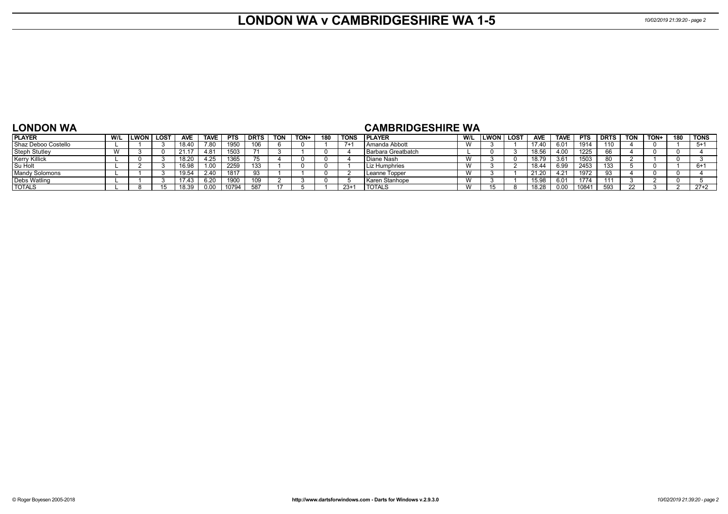# LONDON WA v CAMBRIDGESHIRE WA 1-5

## LONDON WA

| PLAYER | W/L | LWON | LOST | AVE | TAVE | PTS | DRTS | TON | TON+ | 180 | TONS |
|---|---|---|---|---|---|---|---|---|---|---|---|
| Shaz Deboo Costello | L | 1 | 3 | 18.40 | 7.80 | 1950 | 106 | 6 | 0 | 1 | 7+1 |
| Steph Stutley | W | 3 | 0 | 21.17 | 4.81 | 1503 | 71 | 3 | 1 | 0 | 4 |
| Kerry Killick | L | 0 | 3 | 18.20 | 4.25 | 1365 | 75 | 4 | 0 | 0 | 4 |
| Su Holt | L | 2 | 3 | 16.98 | 1.00 | 2259 | 133 | 1 | 0 | 0 | 1 |
| Mandy Solomons | L | 1 | 3 | 19.54 | 2.40 | 1817 | 93 | 1 | 1 | 0 | 2 |
| Debs Watling | L | 1 | 3 | 17.43 | 6.20 | 1900 | 109 | 2 | 3 | 0 | 5 |
| TOTALS | L | 8 | 15 | 18.39 | 0.00 | 10794 | 587 | 17 | 5 | 1 | 23+1 |

## CAMBRIDGESHIRE WA

| PLAYER | W/L | LWON | LOST | AVE | TAVE | PTS | DRTS | TON | TON+ | 180 | TONS |
|---|---|---|---|---|---|---|---|---|---|---|---|
| Amanda Abbott | W | 3 | 1 | 17.40 | 6.01 | 1914 | 110 | 4 | 0 | 1 | 5+1 |
| Barbara Greatbatch | L | 0 | 3 | 18.56 | 4.00 | 1225 | 66 | 4 | 0 | 0 | 4 |
| Diane Nash | W | 3 | 0 | 18.79 | 3.61 | 1503 | 80 | 2 | 1 | 0 | 3 |
| Liz Humphries | W | 3 | 2 | 18.44 | 6.99 | 2453 | 133 | 5 | 0 | 1 | 6+1 |
| Leanne Topper | W | 3 | 1 | 21.20 | 4.21 | 1972 | 93 | 4 | 0 | 0 | 4 |
| Karen Stanhope | W | 3 | 1 | 15.98 | 6.01 | 1774 | 111 | 3 | 2 | 0 | 5 |
| TOTALS | W | 15 | 8 | 18.28 | 0.00 | 10841 | 593 | 22 | 3 | 2 | 27+2 |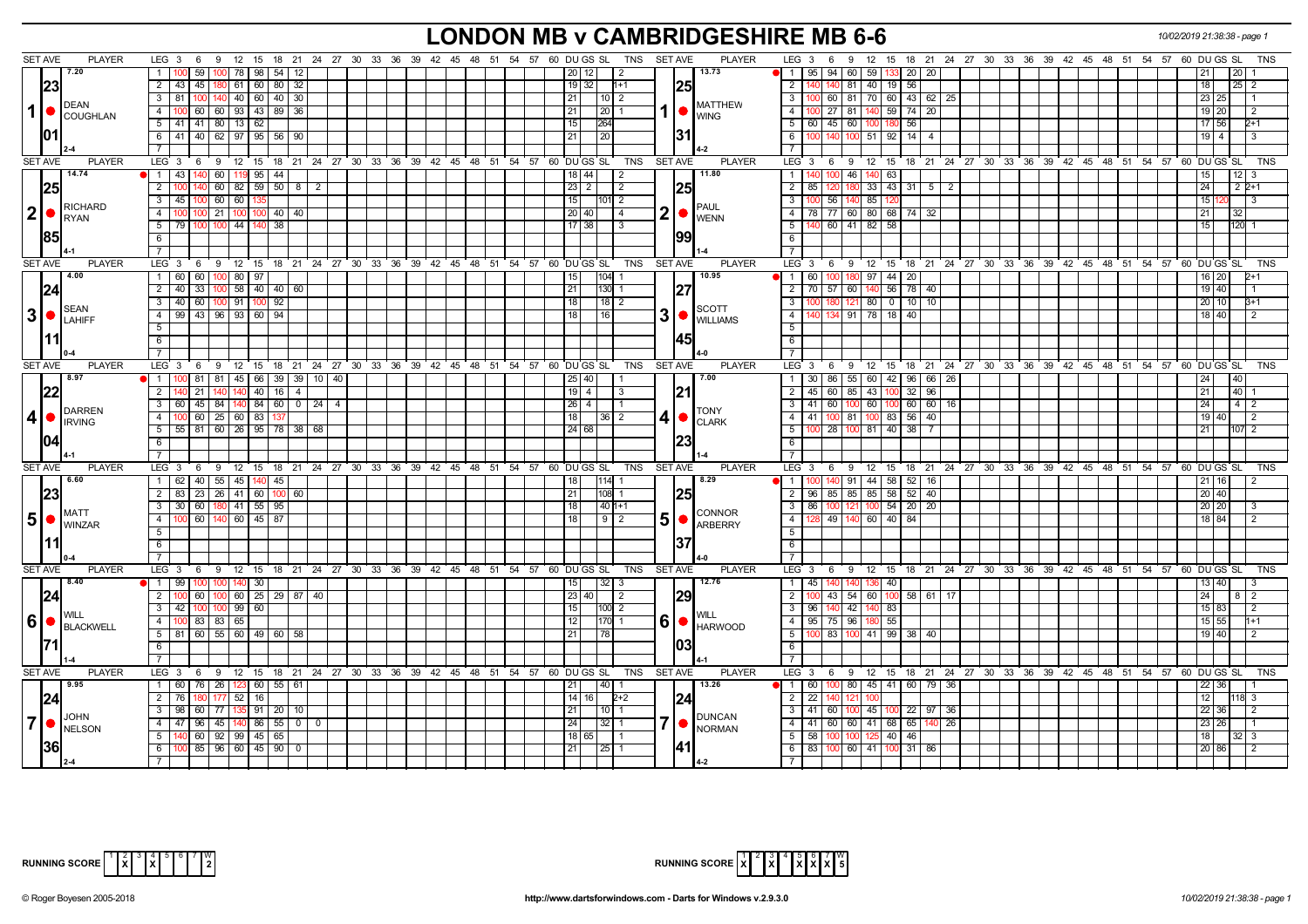# LONDON MB v CAMBRIDGESHIRE MB 6-6

10/02/2019 21:38:38 - page 1

| SET AVE | PLAYER | LEG | 3 | 6 | 9 | 12 | 15 | 18 | 21 | 24 | DU | GS | SL | TNS | SET AVE | PLAYER | LEG | 3 | 6 | 9 | 12 | 15 | 18 | 21 | 24 | DU | GS | SL | TNS |
|---|---|---|---|---|---|---|---|---|---|---|---|---|---|---|---|---|---|---|---|---|---|---|---|---|---|---|---|---|---|
| 7.20 | | 1 | 100 | 59 | 100 | 78 | 98 | 54 | 12 | | 20 | 12 | | 2 | 13.73 | | 1 | 95 | 94 | 60 | 59 | 133 | 20 | 20 | | 21 | | 20 | 1 |
| 23 | | 2 | 43 | 45 | 180 | 61 | 60 | 80 | 32 | | 19 | 32 | | 1+1 | 25 | | 2 | 140 | 140 | 81 | 40 | 19 | 56 | | | 18 | | 25 | 2 |
| 1 | DEAN COUGHLAN | 3 | 81 | 100 | 140 | 40 | 60 | 40 | 30 | | 21 | | 10 | 2 | 1 | MATTHEW WING | 3 | 100 | 60 | 81 | 70 | 60 | 43 | 62 | 25 | 23 | 25 | | 1 |
| | | 4 | 100 | 60 | 60 | 93 | 43 | 89 | 36 | | 21 | | 20 | 1 | | | 4 | 100 | 27 | 81 | 140 | 59 | 74 | 20 | | 19 | 20 | | 2 |
| 01 | | 5 | 41 | 41 | 80 | 13 | 62 | | | | 15 | | 264 | | 31 | | 5 | 60 | 45 | 60 | 100 | 180 | 56 | | | 17 | 56 | | 2+1 |
| | | 6 | 41 | 40 | 62 | 97 | 95 | 56 | 90 | | 21 | | 20 | | | | 6 | 100 | 140 | 100 | 51 | 92 | 14 | 4 | | 19 | 4 | | 3 |
| | 2-4 | 7 | | | | | | | | | | | | | | 4-2 | 7 | | | | | | | | | | | | |
| 14.74 | | 1 | 43 | 140 | 60 | 119 | 95 | 44 | | | 18 | 44 | | 2 | 11.80 | | 1 | 140 | 100 | 46 | 140 | 63 | | | | 15 | | 12 | 3 |
| 25 | | 2 | 100 | 140 | 60 | 82 | 59 | 50 | 8 | 2 | 23 | 2 | | 2 | 25 | | 2 | 85 | 120 | 180 | 33 | 43 | 31 | 5 | 2 | 24 | | 2 | 2+1 |
| 2 | RICHARD RYAN | 3 | 45 | 100 | 60 | 60 | 135 | | | | 15 | | 101 | 2 | 2 | PAUL WENN | 3 | 100 | 56 | 140 | 85 | 120 | | | | 15 | 120 | | 3 |
| | | 4 | 100 | 100 | 21 | 100 | 100 | 40 | 40 | | 20 | 40 | | 4 | | | 4 | 78 | 77 | 60 | 80 | 68 | 74 | 32 | | 21 | | 32 | |
| 85 | | 5 | 79 | 100 | 100 | 44 | 140 | 38 | | | 17 | 38 | | 3 | 99 | | 5 | 140 | 60 | 41 | 82 | 58 | | | | 15 | | 120 | 1 |
| | 4-1 | 6 | | | | | | | | | | | | | | 1-4 | 6 | | | | | | | | | | | | |
| 4.00 | | 1 | 60 | 60 | 100 | 80 | 97 | | | | 15 | | 104 | 1 | 10.95 | | 1 | 60 | 100 | 180 | 97 | 44 | 20 | | | 16 | 20 | | 2+1 |
| 24 | | 2 | 40 | 33 | 100 | 58 | 40 | 40 | 60 | | 21 | | 130 | 1 | 27 | | 2 | 70 | 57 | 60 | 140 | 56 | 78 | 40 | | 19 | 40 | | 1 |
| 3 | SEAN LAHIFF | 3 | 40 | 60 | 100 | 91 | 100 | 92 | | | 18 | | 18 | 2 | 3 | SCOTT WILLIAMS | 3 | 100 | 180 | 121 | 80 | 0 | 10 | 10 | | 20 | 10 | | 3+1 |
| | | 4 | 99 | 43 | 96 | 93 | 60 | 94 | | | 18 | | 16 | | | | 4 | 140 | 134 | 91 | 78 | 18 | 40 | | | 18 | 40 | | 2 |
| 11 | 0-4 | 5 | | | | | | | | | | | | | 45 | 4-0 | 5 | | | | | | | | | | | | |
| 8.97 | | 1 | 100 | 81 | 81 | 45 | 66 | 39 | 39 | 10 40 | 25 | 40 | | 1 | 7.00 | | 1 | 30 | 86 | 55 | 60 | 42 | 96 | 66 | 26 | 24 | | 40 | |
| 22 | | 2 | 140 | 21 | 140 | 140 | 40 | 16 | 4 | | 19 | 4 | | 3 | 21 | | 2 | 45 | 60 | 85 | 43 | 100 | 32 | 96 | | 21 | | 40 | 1 |
| 4 | DARREN IRVING | 3 | 60 | 45 | 84 | 140 | 84 | 60 | 0 | 24 4 | 26 | 4 | | 1 | 4 | TONY CLARK | 3 | 41 | 60 | 100 | 60 | 100 | 60 | 60 | 16 | 24 | | 4 | 2 |
| | | 4 | 100 | 60 | 25 | 60 | 83 | 137 | | | 18 | | 36 | 2 | | | 4 | 41 | 100 | 81 | 100 | 83 | 56 | 40 | | 19 | 40 | | 2 |
| 04 | | 5 | 55 | 81 | 60 | 26 | 95 | 78 | 38 | 68 | 24 | 68 | | | 23 | | 5 | 100 | 28 | 100 | 81 | 40 | 38 | 7 | | 21 | | 107 | 2 |
| | 4-1 | 6 | | | | | | | | | | | | | | 1-4 | 6 | | | | | | | | | | | | |
| 6.60 | | 1 | 62 | 40 | 55 | 45 | 140 | 45 | | | 18 | | 114 | 1 | 8.29 | | 1 | 100 | 140 | 91 | 44 | 58 | 52 | 16 | | 21 | 16 | | 2 |
| 23 | | 2 | 83 | 23 | 26 | 41 | 60 | 100 | 60 | | 21 | | 108 | 1 | 25 | | 2 | 96 | 85 | 85 | 85 | 58 | 52 | 40 | | 20 | 40 | | |
| 5 | MATT WINZAR | 3 | 30 | 60 | 180 | 41 | 55 | 95 | | | 18 | | 40 | 1+1 | 5 | CONNOR ARBERRY | 3 | 86 | 100 | 121 | 100 | 54 | 20 | 20 | | 20 | 20 | | 3 |
| | | 4 | 100 | 60 | 140 | 60 | 45 | 87 | | | 18 | | 9 | 2 | | | 4 | 128 | 49 | 140 | 60 | 40 | 84 | | | 18 | 84 | | 2 |
| 11 | 0-4 | 5 | | | | | | | | | | | | | 37 | 4-0 | 5 | | | | | | | | | | | | |
| 8.40 | | 1 | 99 | 100 | 100 | 140 | 30 | | | | 15 | | 32 | 3 | 12.76 | | 1 | 45 | 140 | 140 | 136 | 40 | | | | 13 | 40 | | 3 |
| 24 | | 2 | 100 | 60 | 100 | 60 | 25 | 29 | 87 | 40 | 23 | 40 | | 2 | 29 | | 2 | 100 | 43 | 54 | 60 | 100 | 58 | 61 | 17 | 24 | | 8 | 2 |
| 6 | WILL BLACKWELL | 3 | 42 | 100 | 100 | 99 | 60 | | | | 15 | | 100 | 2 | 6 | WILL HARWOOD | 3 | 96 | 140 | 42 | 140 | 83 | | | | 15 | 83 | | 2 |
| | | 4 | 100 | 83 | 83 | 65 | | | | | 12 | | 170 | 1 | | | 4 | 95 | 75 | 96 | 180 | 55 | | | | 15 | 55 | | 1+1 |
| 71 | | 5 | 81 | 60 | 55 | 60 | 49 | 60 | 58 | | 21 | | 78 | | 03 | | 5 | 100 | 83 | 100 | 41 | 99 | 38 | 40 | | 19 | 40 | | 2 |
| | 1-4 | 6 | | | | | | | | | | | | | | 4-1 | 6 | | | | | | | | | | | | |
| 9.95 | | 1 | 60 | 76 | 26 | 123 | 60 | 55 | 61 | | 21 | | 40 | 1 | 13.26 | | 1 | 60 | 100 | 80 | 45 | 41 | 60 | 79 | 36 | 22 | 36 | | 1 |
| 24 | | 2 | 76 | 180 | 177 | 52 | 16 | | | | 14 | 16 | | 2+2 | 24 | | 2 | 22 | 140 | 121 | 100 | | | | | 12 | | 118 | 3 |
| 7 | JOHN NELSON | 3 | 98 | 60 | 77 | 135 | 91 | 20 | 10 | | 21 | | 10 | 1 | 7 | DUNCAN NORMAN | 3 | 41 | 60 | 100 | 45 | 100 | 22 | 97 | 36 | 22 | 36 | | 2 |
| | | 4 | 47 | 96 | 45 | 140 | 86 | 55 | 0 | 0 | 24 | | 32 | 1 | | | 4 | 41 | 60 | 60 | 41 | 68 | 65 | 140 | 26 | 23 | 26 | | 1 |
| 36 | | 5 | 140 | 60 | 92 | 99 | 45 | 65 | | | 18 | 65 | | 1 | 41 | | 5 | 58 | 100 | 100 | 125 | 40 | 46 | | | 18 | | 32 | 3 |
| | 2-4 | 6 | 100 | 85 | 96 | 60 | 45 | 90 | 0 | | 21 | | 25 | 1 | | 4-2 | 6 | 83 | 100 | 60 | 41 | 100 | 31 | 86 | | 20 | 86 | | 2 |

RUNNING SCORE: 2 X, 4 X — W: 2

RUNNING SCORE: 1 X, 3 X, 5 X, 6 X, 7 X — W: 5

© Roger Boyesen 2005-2018 http://www.dartsforwindows.com - Darts for Windows v.2.9.3.0 10/02/2019 21:38:38 - page 1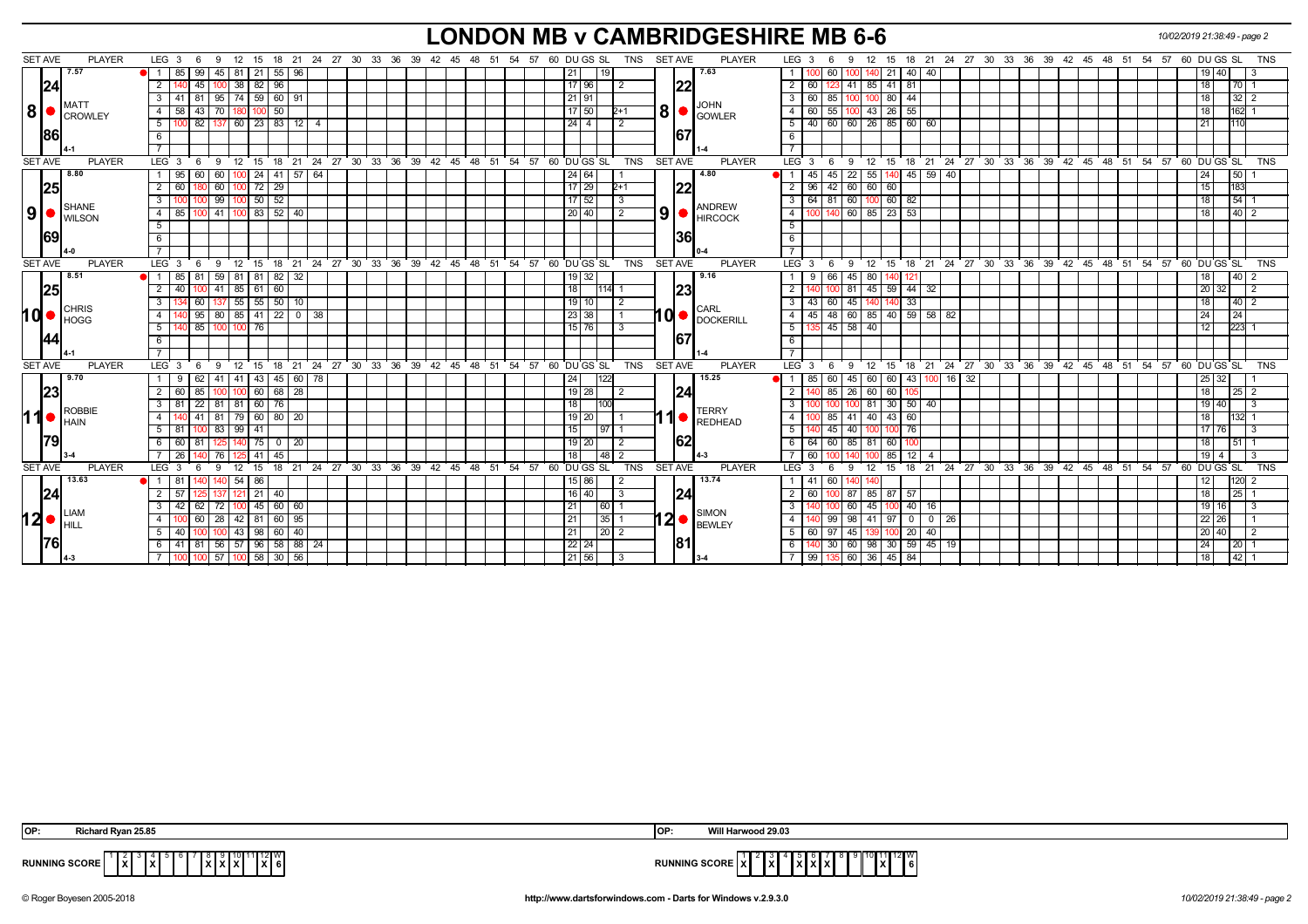# LONDON MB v CAMBRIDGESHIRE MB 6-6

10/02/2019 21:38:49 - page 2

| SET AVE | PLAYER | LEG | 3 | 6 | 9 | 12 | 15 | 18 | 21 | 24 | 27 | DU | GS | SL | TNS | SET AVE | PLAYER | LEG | 3 | 6 | 9 | 12 | 15 | 18 | 21 | 24 | 27 | DU | GS | SL | TNS |
|---|---|---|---|---|---|---|---|---|---|---|---|---|---|---|---|---|---|---|---|---|---|---|---|---|---|---|---|---|---|---|---|
| 7.57 | 8 MATT CROWLEY | 1 | 85 | 99 | 45 | 81 | 21 | 55 | 96 | | | 21 | | 19 | | 7.63 | 8 JOHN GOWLER | 1 | 100 | 60 | 100 | 140 | 21 | 40 | 40 | | | 19 | 40 | | 3 |
| 24 | | 2 | 140 | 45 | 100 | 38 | 82 | 96 | | | | 17 | 96 | | 2 | 22 | | 2 | 60 | 123 | 41 | 85 | 41 | 81 | | | | 18 | | 70 | 1 |
| | | 3 | 41 | 81 | 95 | 74 | 59 | 60 | 91 | | | 21 | 91 | | | | | 3 | 60 | 85 | 100 | 100 | 80 | 44 | | | | 18 | | 32 | 2 |
| | | 4 | 58 | 43 | 70 | 180 | 100 | 50 | | | | 17 | 50 | | 2+1 | | | 4 | 60 | 55 | 100 | 43 | 26 | 55 | | | | 18 | | 162 | 1 |
| | | 5 | 100 | 82 | 137 | 60 | 23 | 83 | 12 | 4 | | 24 | 4 | | 2 | | | 5 | 40 | 60 | 60 | 26 | 85 | 60 | 60 | | | 21 | | 110 | |
| 86 | 4-1 | | | | | | | | | | | | | | | 67 | 1-4 | | | | | | | | | | | | | | |
| 8.80 | 9 SHANE WILSON | 1 | 95 | 60 | 60 | 100 | 24 | 41 | 57 | 64 | | 24 | 64 | | 1 | 4.80 | 9 ANDREW HIRCOCK | 1 | 45 | 45 | 22 | 55 | 140 | 45 | 59 | 40 | | 24 | | 50 | 1 |
| 25 | | 2 | 60 | 180 | 60 | 100 | 72 | 29 | | | | 17 | 29 | | 2+1 | 22 | | 2 | 96 | 42 | 60 | 60 | 60 | | | | | 15 | | 183 | |
| | | 3 | 100 | 100 | 99 | 100 | 50 | 52 | | | | 17 | 52 | | 3 | | | 3 | 64 | 81 | 60 | 100 | 60 | 82 | | | | 18 | | 54 | 1 |
| | | 4 | 85 | 100 | 41 | 100 | 83 | 52 | 40 | | | 20 | 40 | | 2 | | | 4 | 100 | 140 | 60 | 85 | 23 | 53 | | | | 18 | | 40 | 2 |
| 69 | 4-0 | | | | | | | | | | | | | | | 36 | 0-4 | | | | | | | | | | | | | | |
| 8.51 | 10 CHRIS HOGG | 1 | 85 | 81 | 59 | 81 | 81 | 82 | 32 | | | 19 | 32 | | | 9.16 | 10 CARL DOCKERILL | 1 | 9 | 66 | 45 | 80 | 140 | 121 | | | | 18 | | 40 | 2 |
| 25 | | 2 | 40 | 100 | 41 | 85 | 61 | 60 | | | | 18 | | 114 | 1 | 23 | | 2 | 140 | 100 | 81 | 45 | 59 | 44 | 32 | | | 20 | 32 | | 2 |
| | | 3 | 134 | 60 | 137 | 55 | 55 | 50 | 10 | | | 19 | 10 | | 2 | | | 3 | 43 | 60 | 45 | 140 | 140 | 33 | | | | 18 | | 40 | 2 |
| | | 4 | 140 | 95 | 80 | 85 | 41 | 22 | 0 | 38 | | 23 | 38 | | 1 | | | 4 | 45 | 48 | 60 | 85 | 40 | 59 | 58 | 82 | | 24 | | 24 | |
| | | 5 | 140 | 85 | 100 | 100 | 76 | | | | | 15 | 76 | | 3 | | | 5 | 135 | 45 | 58 | 40 | | | | | | 12 | | 223 | 1 |
| 44 | 4-1 | | | | | | | | | | | | | | | 67 | 1-4 | | | | | | | | | | | | | | |
| 9.70 | 11 ROBBIE HAIN | 1 | 9 | 62 | 41 | 41 | 43 | 45 | 60 | 78 | | 24 | | 122 | | 15.25 | 11 TERRY REDHEAD | 1 | 85 | 60 | 45 | 60 | 60 | 43 | 100 | 16 | 32 | 25 | 32 | | 1 |
| 23 | | 2 | 60 | 85 | 100 | 100 | 60 | 68 | 28 | | | 19 | 28 | | 2 | 24 | | 2 | 140 | 85 | 26 | 60 | 60 | 105 | | | | 18 | | 25 | 2 |
| | | 3 | 81 | 22 | 81 | 81 | 60 | 76 | | | | 18 | | 100 | | | | 3 | 100 | 100 | 100 | 81 | 30 | 50 | 40 | | | 19 | 40 | | 3 |
| | | 4 | 140 | 41 | 81 | 79 | 60 | 80 | 20 | | | 19 | 20 | | 1 | | | 4 | 100 | 85 | 41 | 40 | 43 | 60 | | | | 18 | | 132 | 1 |
| | | 5 | 81 | 100 | 83 | 99 | 41 | | | | | 15 | | 97 | 1 | | | 5 | 140 | 45 | 40 | 100 | 100 | 76 | | | | 17 | 76 | | 3 |
| | | 6 | 60 | 81 | 125 | 140 | 75 | 0 | 20 | | | 19 | 20 | | 2 | | | 6 | 64 | 60 | 85 | 81 | 60 | 100 | | | | 18 | | 51 | 1 |
| 79 | 3-4 | 7 | 26 | 140 | 76 | 125 | 41 | 45 | | | | 18 | | 48 | 2 | 62 | 4-3 | 7 | 60 | 100 | 140 | 100 | 85 | 12 | 4 | | | 19 | 4 | | 3 |
| 13.63 | 12 LIAM HILL | 1 | 81 | 140 | 140 | 54 | 86 | | | | | 15 | 86 | | 2 | 13.74 | 12 SIMON BEWLEY | 1 | 41 | 60 | 140 | 140 | | | | | | 12 | | 120 | 2 |
| 24 | | 2 | 57 | 125 | 137 | 121 | 21 | 40 | | | | 16 | 40 | | 3 | 24 | | 2 | 60 | 100 | 87 | 85 | 87 | 57 | | | | 18 | | 25 | 1 |
| | | 3 | 42 | 62 | 72 | 100 | 45 | 60 | 60 | | | 21 | | 60 | 1 | | | 3 | 140 | 100 | 60 | 45 | 100 | 40 | 16 | | | 19 | 16 | | 3 |
| | | 4 | 100 | 60 | 28 | 42 | 81 | 60 | 95 | | | 21 | | 35 | 1 | | | 4 | 140 | 99 | 98 | 41 | 97 | 0 | 0 | 26 | | 22 | 26 | | 1 |
| | | 5 | 40 | 100 | 100 | 43 | 98 | 60 | 40 | | | 21 | | 20 | 2 | | | 5 | 60 | 97 | 45 | 139 | 100 | 20 | 40 | | | 20 | 40 | | 2 |
| | | 6 | 41 | 81 | 56 | 57 | 96 | 58 | 88 | 24 | | 22 | 24 | | | | | 6 | 140 | 30 | 60 | 98 | 30 | 59 | 45 | 19 | | 24 | | 20 | 1 |
| 76 | 4-3 | 7 | 100 | 100 | 57 | 100 | 58 | 30 | 56 | | | 21 | 56 | | 3 | 81 | 3-4 | 7 | 99 | 135 | 60 | 36 | 45 | 84 | | | | 18 | | 42 | 1 |

OP: Richard Ryan 25.85

OP: Will Harwood 29.03

RUNNING SCORE (London): 1 - 2 X 3 - 4 X 5 - 6 - 7 - 8 X 9 X 10 X 11 - 12 X W 6

RUNNING SCORE (Cambridgeshire): 1 X 2 - 3 X 4 - 5 X 6 X 7 X 8 - 9 - 10 - 11 X 12 - W 6

© Roger Boyesen 2005-2018 http://www.dartsforwindows.com - Darts for Windows v.2.9.3.0 10/02/2019 21:38:49 - page 2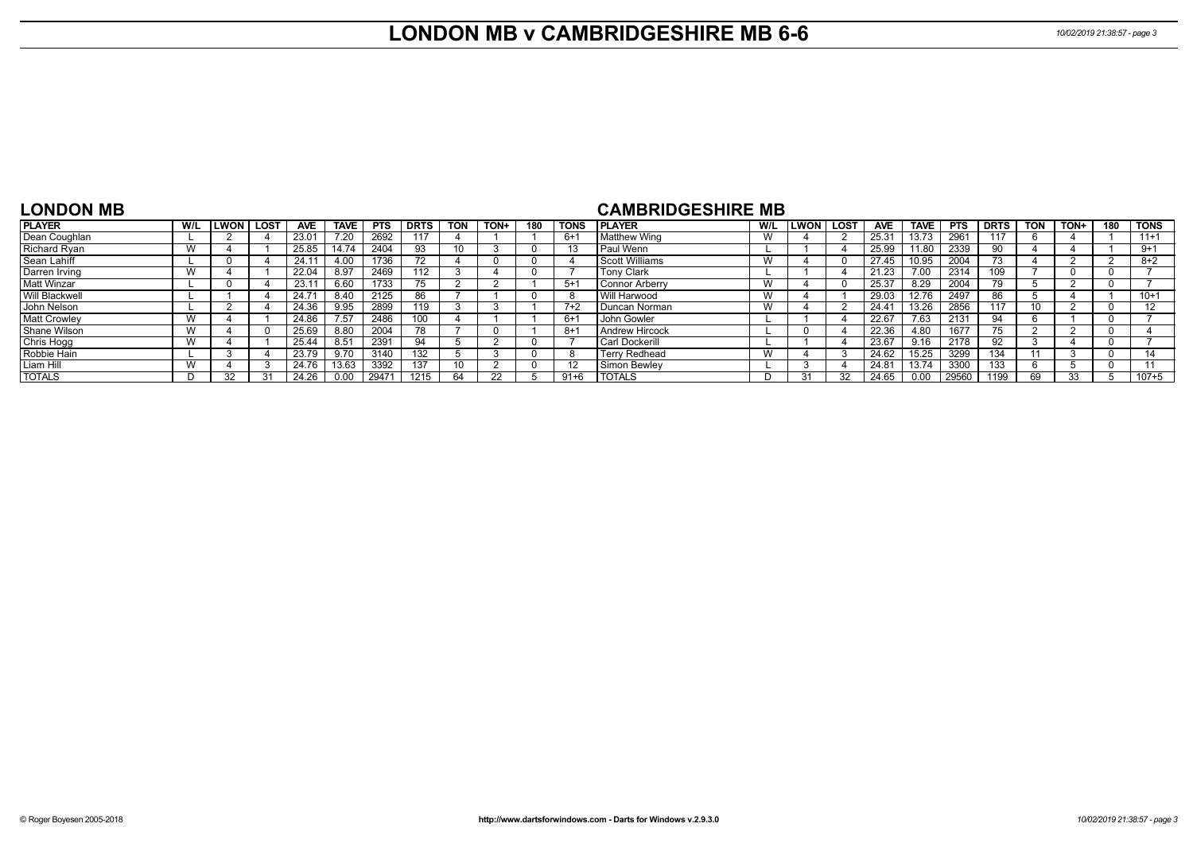# LONDON MB v CAMBRIDGESHIRE MB 6-6

## LONDON MB

| PLAYER | W/L | LWON | LOST | AVE | TAVE | PTS | DRTS | TON | TON+ | 180 | TONS |
|---|---|---|---|---|---|---|---|---|---|---|---|
| Dean Coughlan | L | 2 | 4 | 23.01 | 7.20 | 2692 | 117 | 4 | 1 | 1 | 6+1 |
| Richard Ryan | W | 4 | 1 | 25.85 | 14.74 | 2404 | 93 | 10 | 3 | 0 | 13 |
| Sean Lahiff | L | 0 | 4 | 24.11 | 4.00 | 1736 | 72 | 4 | 0 | 0 | 4 |
| Darren Irving | W | 4 | 1 | 22.04 | 8.97 | 2469 | 112 | 3 | 4 | 0 | 7 |
| Matt Winzar | L | 0 | 4 | 23.11 | 6.60 | 1733 | 75 | 2 | 2 | 1 | 5+1 |
| Will Blackwell | L | 1 | 4 | 24.71 | 8.40 | 2125 | 86 | 7 | 1 | 0 | 8 |
| John Nelson | L | 2 | 4 | 24.36 | 9.95 | 2899 | 119 | 3 | 3 | 1 | 7+2 |
| Matt Crowley | W | 4 | 1 | 24.86 | 7.57 | 2486 | 100 | 4 | 1 | 1 | 6+1 |
| Shane Wilson | W | 4 | 0 | 25.69 | 8.80 | 2004 | 78 | 7 | 0 | 1 | 8+1 |
| Chris Hogg | W | 4 | 1 | 25.44 | 8.51 | 2391 | 94 | 5 | 2 | 0 | 7 |
| Robbie Hain | L | 3 | 4 | 23.79 | 9.70 | 3140 | 132 | 5 | 3 | 0 | 8 |
| Liam Hill | W | 4 | 3 | 24.76 | 13.63 | 3392 | 137 | 10 | 2 | 0 | 12 |
| TOTALS | D | 32 | 31 | 24.26 | 0.00 | 29471 | 1215 | 64 | 22 | 5 | 91+6 |

## CAMBRIDGESHIRE MB

| PLAYER | W/L | LWON | LOST | AVE | TAVE | PTS | DRTS | TON | TON+ | 180 | TONS |
|---|---|---|---|---|---|---|---|---|---|---|---|
| Matthew Wing | W | 4 | 2 | 25.31 | 13.73 | 2961 | 117 | 6 | 4 | 1 | 11+1 |
| Paul Wenn | L | 1 | 4 | 25.99 | 11.80 | 2339 | 90 | 4 | 4 | 1 | 9+1 |
| Scott Williams | W | 4 | 0 | 27.45 | 10.95 | 2004 | 73 | 4 | 2 | 2 | 8+2 |
| Tony Clark | L | 1 | 4 | 21.23 | 7.00 | 2314 | 109 | 7 | 0 | 0 | 7 |
| Connor Arberry | W | 4 | 0 | 25.37 | 8.29 | 2004 | 79 | 5 | 2 | 0 | 7 |
| Will Harwood | W | 4 | 1 | 29.03 | 12.76 | 2497 | 86 | 5 | 4 | 1 | 10+1 |
| Duncan Norman | W | 4 | 2 | 24.41 | 13.26 | 2856 | 117 | 10 | 2 | 0 | 12 |
| John Gowler | L | 1 | 4 | 22.67 | 7.63 | 2131 | 94 | 6 | 1 | 0 | 7 |
| Andrew Hircock | L | 0 | 4 | 22.36 | 4.80 | 1677 | 75 | 2 | 2 | 0 | 4 |
| Carl Dockerill | L | 1 | 4 | 23.67 | 9.16 | 2178 | 92 | 3 | 4 | 0 | 7 |
| Terry Redhead | W | 4 | 3 | 24.62 | 15.25 | 3299 | 134 | 11 | 3 | 0 | 14 |
| Simon Bewley | L | 3 | 4 | 24.81 | 13.74 | 3300 | 133 | 6 | 5 | 0 | 11 |
| TOTALS | D | 31 | 32 | 24.65 | 0.00 | 29560 | 1199 | 69 | 33 | 5 | 107+5 |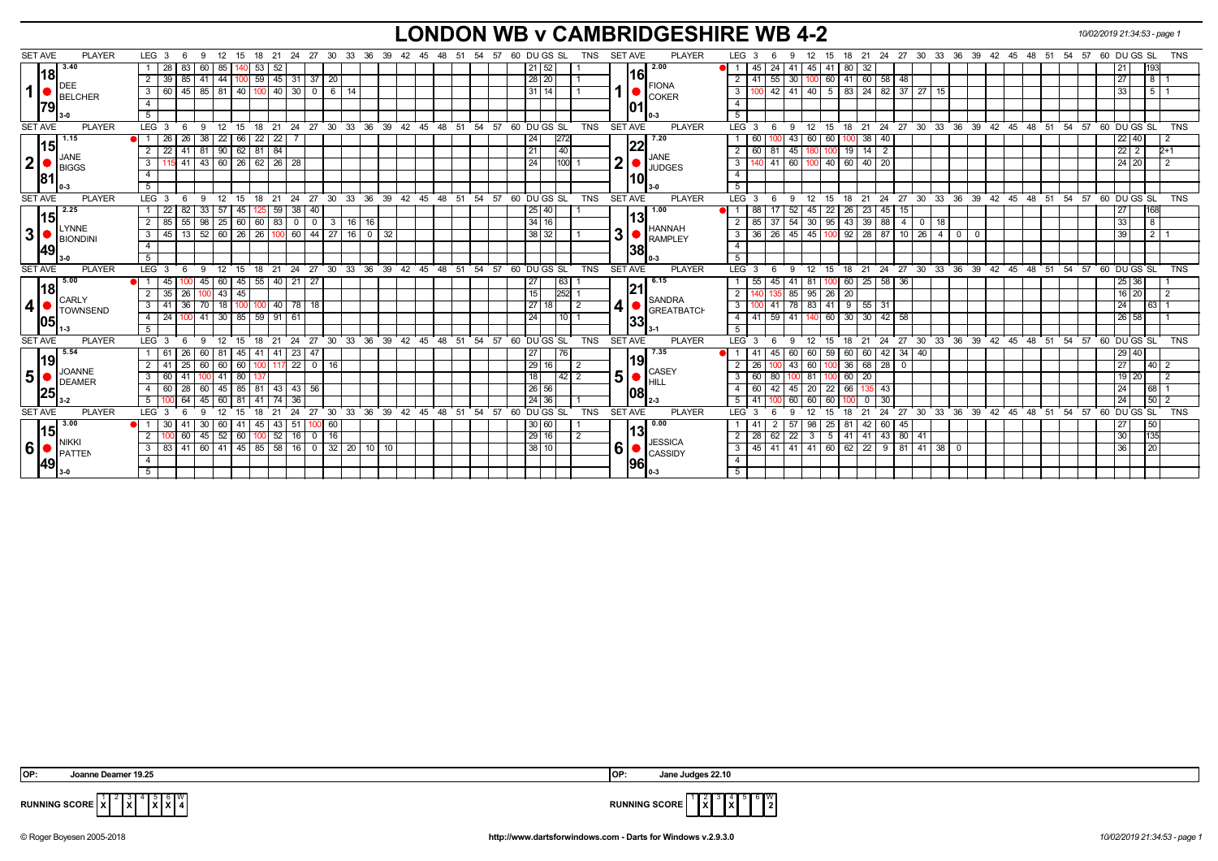# LONDON WB v CAMBRIDGESHIRE WB 4-2

10/02/2019 21:34:53 - page 1

## Set 1

| SET AVE | PLAYER | LEG | 3 | 6 | 9 | 12 | 15 | 18 | 21 | 24 | 27 | 30 | 33 | 36 | DU | GS | SL | TNS |
|---|---|---|---|---|---|---|---|---|---|---|---|---|---|---|---|---|---|---|
| 3.40 / 18.79 | DEE BELCHER (3-0) | 1 | 28 | 83 | 60 | 85 | 140 | 53 | 52 | | | | | | 21 | 52 | | 1 |
| | | 2 | 39 | 85 | 41 | 44 | 100 | 59 | 45 | 31 | 37 | 20 | | | 28 | 20 | | 1 |
| | | 3 | 60 | 45 | 85 | 81 | 40 | 100 | 40 | 30 | 0 | 6 | 14 | | 31 | 14 | | 1 |

| SET AVE | PLAYER | LEG | 3 | 6 | 9 | 12 | 15 | 18 | 21 | 24 | 27 | 30 | 33 | DU | GS | SL | TNS |
|---|---|---|---|---|---|---|---|---|---|---|---|---|---|---|---|---|---|
| 2.00 / 16.01 | FIONA COKER (0-3) | 1 | 45 | 24 | 41 | 45 | 41 | 80 | 32 | | | | | 21 | | 193 | |
| | | 2 | 41 | 55 | 30 | 100 | 60 | 41 | 60 | 58 | 48 | | | 27 | | 8 | 1 |
| | | 3 | 100 | 42 | 41 | 40 | 5 | 83 | 24 | 82 | 37 | 27 | 15 | 33 | | 5 | 1 |

## Set 2

| SET AVE | PLAYER | LEG | 3 | 6 | 9 | 12 | 15 | 18 | 21 | 24 | DU | GS | SL | TNS |
|---|---|---|---|---|---|---|---|---|---|---|---|---|---|---|
| 1.15 / 15.81 | JANE BIGGS (0-3) | 1 | 26 | 26 | 38 | 22 | 66 | 22 | 22 | 7 | 24 | | 272 | |
| | | 2 | 22 | 41 | 81 | 90 | 62 | 81 | 84 | | 21 | | 40 | |
| | | 3 | 115 | 41 | 43 | 60 | 26 | 62 | 26 | 28 | 24 | | 100 | 1 |

| SET AVE | PLAYER | LEG | 3 | 6 | 9 | 12 | 15 | 18 | 21 | 24 | DU | GS | SL | TNS |
|---|---|---|---|---|---|---|---|---|---|---|---|---|---|---|
| 7.20 / 22.10 | JANE JUDGES (3-0) | 1 | 60 | 100 | 43 | 60 | 60 | 100 | 38 | 40 | 22 | 40 | | 2 |
| | | 2 | 60 | 81 | 45 | 180 | 100 | 19 | 14 | 2 | 22 | 2 | | 2+1 |
| | | 3 | 140 | 41 | 60 | 100 | 40 | 60 | 40 | 20 | 24 | 20 | | 2 |

## Set 3

| SET AVE | PLAYER | LEG | 3 | 6 | 9 | 12 | 15 | 18 | 21 | 24 | 27 | 30 | 33 | 36 | 39 | DU | GS | SL | TNS |
|---|---|---|---|---|---|---|---|---|---|---|---|---|---|---|---|---|---|---|---|
| 2.25 / 15.49 | LYNNE BIONDINI (3-0) | 1 | 22 | 82 | 33 | 57 | 45 | 125 | 59 | 38 | 40 | | | | | 25 | 40 | | 1 |
| | | 2 | 85 | 55 | 98 | 25 | 60 | 60 | 83 | 0 | 0 | 3 | 16 | 16 | | 34 | 16 | | |
| | | 3 | 45 | 13 | 52 | 60 | 26 | 26 | 100 | 60 | 44 | 27 | 16 | 0 | 32 | 38 | 32 | | 1 |

| SET AVE | PLAYER | LEG | 3 | 6 | 9 | 12 | 15 | 18 | 21 | 24 | 27 | 30 | 33 | 36 | 39 | DU | GS | SL | TNS |
|---|---|---|---|---|---|---|---|---|---|---|---|---|---|---|---|---|---|---|---|
| 1.00 / 13.38 | HANNAH RAMPLEY (0-3) | 1 | 88 | 17 | 52 | 45 | 22 | 26 | 23 | 45 | 15 | | | | | 27 | | 168 | |
| | | 2 | 85 | 37 | 54 | 30 | 95 | 43 | 39 | 88 | 4 | 0 | 18 | | | 33 | | 8 | |
| | | 3 | 36 | 26 | 45 | 45 | 100 | 92 | 28 | 87 | 10 | 26 | 4 | 0 | 0 | 39 | | 2 | 1 |

## Set 4

| SET AVE | PLAYER | LEG | 3 | 6 | 9 | 12 | 15 | 18 | 21 | 24 | 27 | DU | GS | SL | TNS |
|---|---|---|---|---|---|---|---|---|---|---|---|---|---|---|---|
| 5.00 / 18.05 | CARLY TOWNSEND (1-3) | 1 | 45 | 100 | 45 | 60 | 45 | 55 | 40 | 21 | 27 | 27 | | 63 | 1 |
| | | 2 | 35 | 26 | 100 | 43 | 45 | | | | | 15 | | 252 | 1 |
| | | 3 | 41 | 36 | 70 | 18 | 100 | 100 | 40 | 78 | 18 | 27 | 18 | | 2 |
| | | 4 | 24 | 100 | 41 | 30 | 85 | 59 | 91 | 61 | | 24 | | 10 | 1 |

| SET AVE | PLAYER | LEG | 3 | 6 | 9 | 12 | 15 | 18 | 21 | 24 | 27 | DU | GS | SL | TNS |
|---|---|---|---|---|---|---|---|---|---|---|---|---|---|---|---|
| 6.15 / 21.33 | SANDRA GREATBATCH (3-1) | 1 | 55 | 45 | 41 | 81 | 100 | 60 | 25 | 58 | 36 | 25 | 36 | | 1 |
| | | 2 | 140 | 135 | 85 | 95 | 26 | 20 | | | | 16 | 20 | | 2 |
| | | 3 | 100 | 41 | 78 | 83 | 41 | 9 | 55 | 31 | | 24 | | 63 | 1 |
| | | 4 | 41 | 59 | 41 | 140 | 60 | 30 | 30 | 42 | 58 | 26 | 58 | | 1 |

## Set 5

| SET AVE | PLAYER | LEG | 3 | 6 | 9 | 12 | 15 | 18 | 21 | 24 | 27 | 30 | DU | GS | SL | TNS |
|---|---|---|---|---|---|---|---|---|---|---|---|---|---|---|---|---|
| 5.54 / 19.25 | JOANNE DEAMER (3-2) | 1 | 61 | 26 | 60 | 81 | 45 | 41 | 41 | 23 | 47 | | 27 | | 76 | |
| | | 2 | 41 | 25 | 60 | 60 | 100 | 117 | 22 | 0 | 16 | | 29 | 16 | | 2 |
| | | 3 | 60 | 41 | 100 | 41 | 80 | 137 | | | | | 18 | | 42 | 2 |
| | | 4 | 60 | 28 | 60 | 45 | 85 | 81 | 43 | 43 | 56 | | 26 | 56 | | |
| | | 5 | 100 | 64 | 45 | 60 | 81 | 41 | 74 | 36 | | | 24 | 36 | | 1 |

| SET AVE | PLAYER | LEG | 3 | 6 | 9 | 12 | 15 | 18 | 21 | 24 | 27 | 30 | DU | GS | SL | TNS |
|---|---|---|---|---|---|---|---|---|---|---|---|---|---|---|---|---|
| 7.35 / 19.08 | CASEY HILL (2-3) | 1 | 41 | 45 | 60 | 60 | 59 | 60 | 60 | 42 | 34 | 40 | 29 | 40 | | |
| | | 2 | 26 | 100 | 43 | 60 | 100 | 36 | 68 | 28 | 0 | | 27 | | 40 | 2 |
| | | 3 | 60 | 80 | 100 | 81 | 100 | 60 | 20 | | | | 19 | 20 | | 2 |
| | | 4 | 60 | 42 | 45 | 20 | 22 | 66 | 135 | 43 | | | 24 | | 68 | 1 |
| | | 5 | 41 | 100 | 60 | 60 | 60 | 100 | 0 | 30 | | | 24 | | 50 | 2 |

## Set 6

| SET AVE | PLAYER | LEG | 3 | 6 | 9 | 12 | 15 | 18 | 21 | 24 | 27 | 30 | 33 | 36 | 39 | DU | GS | SL | TNS |
|---|---|---|---|---|---|---|---|---|---|---|---|---|---|---|---|---|---|---|---|
| 3.00 / 15.49 | NIKKI PATTEN (3-0) | 1 | 30 | 41 | 30 | 60 | 41 | 45 | 43 | 51 | 100 | 60 | | | | 30 | 60 | | 1 |
| | | 2 | 100 | 60 | 45 | 52 | 60 | 100 | 52 | 16 | 0 | 16 | | | | 29 | 16 | | 2 |
| | | 3 | 83 | 41 | 60 | 41 | 45 | 85 | 58 | 16 | 0 | 32 | 20 | 10 | 10 | 38 | 10 | | |

| SET AVE | PLAYER | LEG | 3 | 6 | 9 | 12 | 15 | 18 | 21 | 24 | 27 | 30 | 33 | 36 | DU | GS | SL | TNS |
|---|---|---|---|---|---|---|---|---|---|---|---|---|---|---|---|---|---|---|
| 0.00 / 13.96 | JESSICA CASSIDY (0-3) | 1 | 41 | 2 | 57 | 98 | 25 | 81 | 42 | 60 | 45 | | | | 27 | | 50 | |
| | | 2 | 28 | 62 | 22 | 3 | 5 | 41 | 41 | 43 | 80 | 41 | | | 30 | | 135 | |
| | | 3 | 45 | 41 | 41 | 41 | 60 | 62 | 22 | 9 | 81 | 41 | 38 | 0 | 36 | | 20 | |

**OP:** Joanne Deamer 19.25

**OP:** Jane Judges 22.10

**RUNNING SCORE** (London WB)

| 1 | 2 | 3 | 4 | 5 | 6 | W |
|---|---|---|---|---|---|---|
| X | | X | | X | X | 4 |

**RUNNING SCORE** (Cambridgeshire WB)

| 1 | 2 | 3 | 4 | 5 | 6 | W |
|---|---|---|---|---|---|---|
| | X | | X | | | 2 |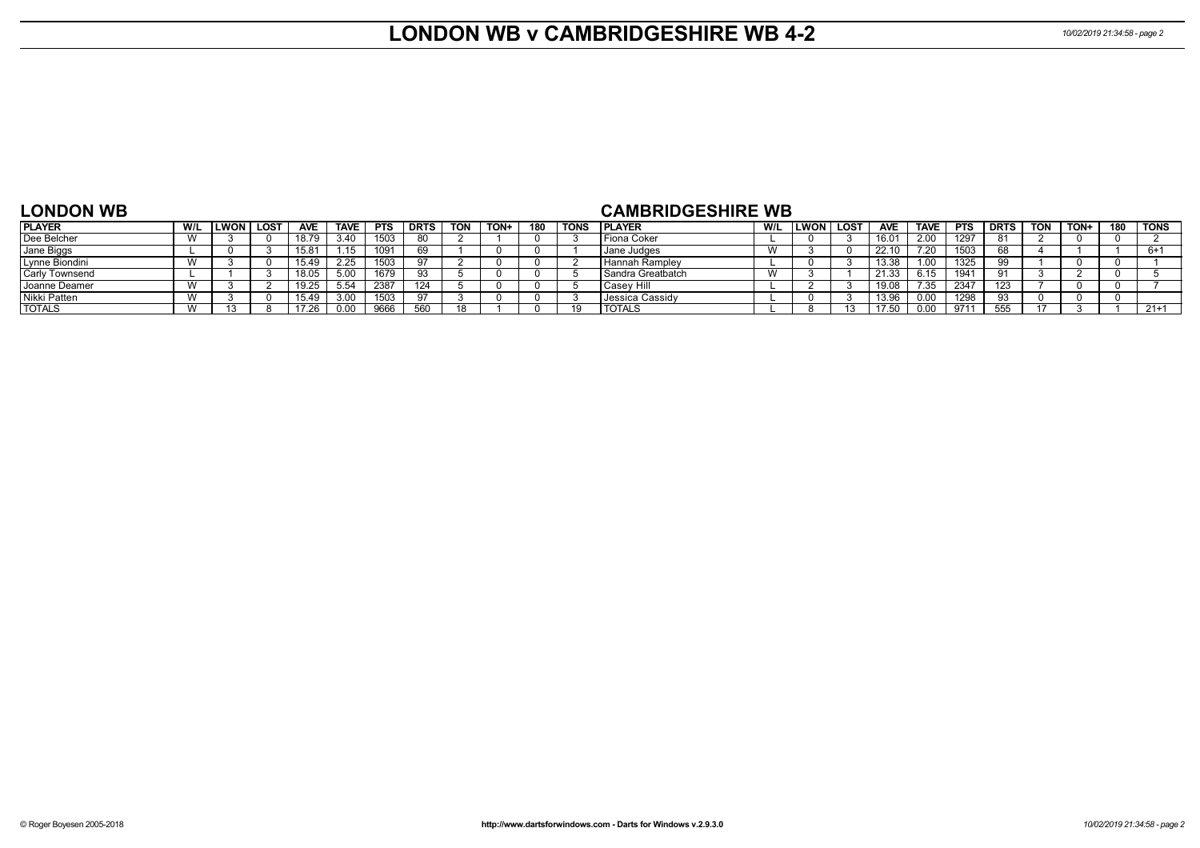# LONDON WB v CAMBRIDGESHIRE WB 4-2

## LONDON WB

| PLAYER | W/L | LWON | LOST | AVE | TAVE | PTS | DRTS | TON | TON+ | 180 | TONS |
|---|---|---|---|---|---|---|---|---|---|---|---|
| Dee Belcher | W | 3 | 0 | 18.79 | 3.40 | 1503 | 80 | 2 | 1 | 0 | 3 |
| Jane Biggs | L | 0 | 3 | 15.81 | 1.15 | 1091 | 69 | 1 | 0 | 0 | 1 |
| Lynne Biondini | W | 3 | 0 | 15.49 | 2.25 | 1503 | 97 | 2 | 0 | 0 | 2 |
| Carly Townsend | L | 1 | 3 | 18.05 | 5.00 | 1679 | 93 | 5 | 0 | 0 | 5 |
| Joanne Deamer | W | 3 | 2 | 19.25 | 5.54 | 2387 | 124 | 5 | 0 | 0 | 5 |
| Nikki Patten | W | 3 | 0 | 15.49 | 3.00 | 1503 | 97 | 3 | 0 | 0 | 3 |
| TOTALS | W | 13 | 8 | 17.26 | 0.00 | 9666 | 560 | 18 | 1 | 0 | 19 |

## CAMBRIDGESHIRE WB

| PLAYER | W/L | LWON | LOST | AVE | TAVE | PTS | DRTS | TON | TON+ | 180 | TONS |
|---|---|---|---|---|---|---|---|---|---|---|---|
| Fiona Coker | L | 0 | 3 | 16.01 | 2.00 | 1297 | 81 | 2 | 0 | 0 | 2 |
| Jane Judges | W | 3 | 0 | 22.10 | 7.20 | 1503 | 68 | 4 | 1 | 1 | 6+1 |
| Hannah Rampley | L | 0 | 3 | 13.38 | 1.00 | 1325 | 99 | 1 | 0 | 0 | 1 |
| Sandra Greatbatch | W | 3 | 1 | 21.33 | 6.15 | 1941 | 91 | 3 | 2 | 0 | 5 |
| Casey Hill | L | 2 | 3 | 19.08 | 7.35 | 2347 | 123 | 7 | 0 | 0 | 7 |
| Jessica Cassidy | L | 0 | 3 | 13.96 | 0.00 | 1298 | 93 | 0 | 0 | 0 | |
| TOTALS | L | 8 | 13 | 17.50 | 0.00 | 9711 | 555 | 17 | 3 | 1 | 21+1 |